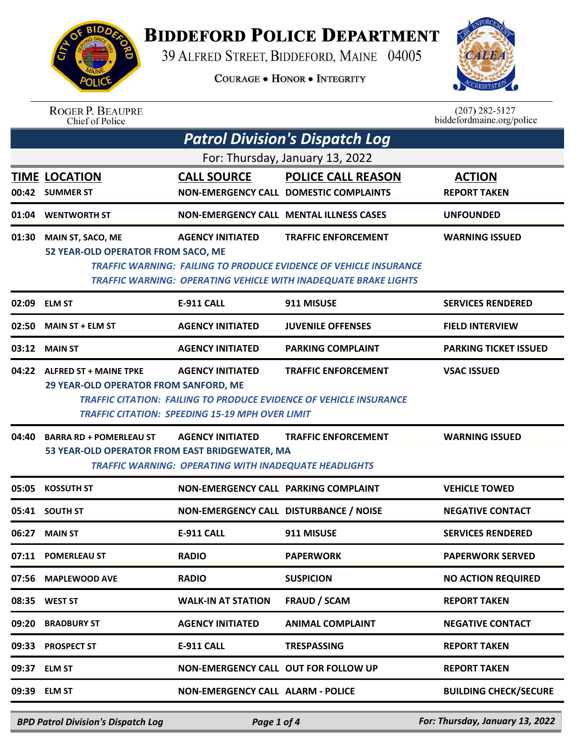# Biddeford Police Department

39 Alfred Street, Biddeford, Maine 04005

Courage • Honor • Integrity

Roger P. Beaupre
Chief of Police

(207) 282-5127
biddefordmaine.org/police

## Patrol Division's Dispatch Log

For: Thursday, January 13, 2022

| TIME | LOCATION | CALL SOURCE | POLICE CALL REASON | ACTION |
|---|---|---|---|---|
| 00:42 | SUMMER ST | NON-EMERGENCY CALL | DOMESTIC COMPLAINTS | REPORT TAKEN |
| 01:04 | WENTWORTH ST | NON-EMERGENCY CALL | MENTAL ILLNESS CASES | UNFOUNDED |
| 01:30 | MAIN ST, SACO, ME | AGENCY INITIATED | TRAFFIC ENFORCEMENT | WARNING ISSUED |
| | 52 YEAR-OLD OPERATOR FROM SACO, ME<br>*TRAFFIC WARNING: FAILING TO PRODUCE EVIDENCE OF VEHICLE INSURANCE*<br>*TRAFFIC WARNING: OPERATING VEHICLE WITH INADEQUATE BRAKE LIGHTS* | | | |
| 02:09 | ELM ST | E-911 CALL | 911 MISUSE | SERVICES RENDERED |
| 02:50 | MAIN ST + ELM ST | AGENCY INITIATED | JUVENILE OFFENSES | FIELD INTERVIEW |
| 03:12 | MAIN ST | AGENCY INITIATED | PARKING COMPLAINT | PARKING TICKET ISSUED |
| 04:22 | ALFRED ST + MAINE TPKE | AGENCY INITIATED | TRAFFIC ENFORCEMENT | VSAC ISSUED |
| | 29 YEAR-OLD OPERATOR FROM SANFORD, ME<br>*TRAFFIC CITATION: FAILING TO PRODUCE EVIDENCE OF VEHICLE INSURANCE*<br>*TRAFFIC CITATION: SPEEDING 15-19 MPH OVER LIMIT* | | | |
| 04:40 | BARRA RD + POMERLEAU ST | AGENCY INITIATED | TRAFFIC ENFORCEMENT | WARNING ISSUED |
| | 53 YEAR-OLD OPERATOR FROM EAST BRIDGEWATER, MA<br>*TRAFFIC WARNING: OPERATING WITH INADEQUATE HEADLIGHTS* | | | |
| 05:05 | KOSSUTH ST | NON-EMERGENCY CALL | PARKING COMPLAINT | VEHICLE TOWED |
| 05:41 | SOUTH ST | NON-EMERGENCY CALL | DISTURBANCE / NOISE | NEGATIVE CONTACT |
| 06:27 | MAIN ST | E-911 CALL | 911 MISUSE | SERVICES RENDERED |
| 07:11 | POMERLEAU ST | RADIO | PAPERWORK | PAPERWORK SERVED |
| 07:56 | MAPLEWOOD AVE | RADIO | SUSPICION | NO ACTION REQUIRED |
| 08:35 | WEST ST | WALK-IN AT STATION | FRAUD / SCAM | REPORT TAKEN |
| 09:20 | BRADBURY ST | AGENCY INITIATED | ANIMAL COMPLAINT | NEGATIVE CONTACT |
| 09:33 | PROSPECT ST | E-911 CALL | TRESPASSING | REPORT TAKEN |
| 09:37 | ELM ST | NON-EMERGENCY CALL | OUT FOR FOLLOW UP | REPORT TAKEN |
| 09:39 | ELM ST | NON-EMERGENCY CALL | ALARM - POLICE | BUILDING CHECK/SECURE |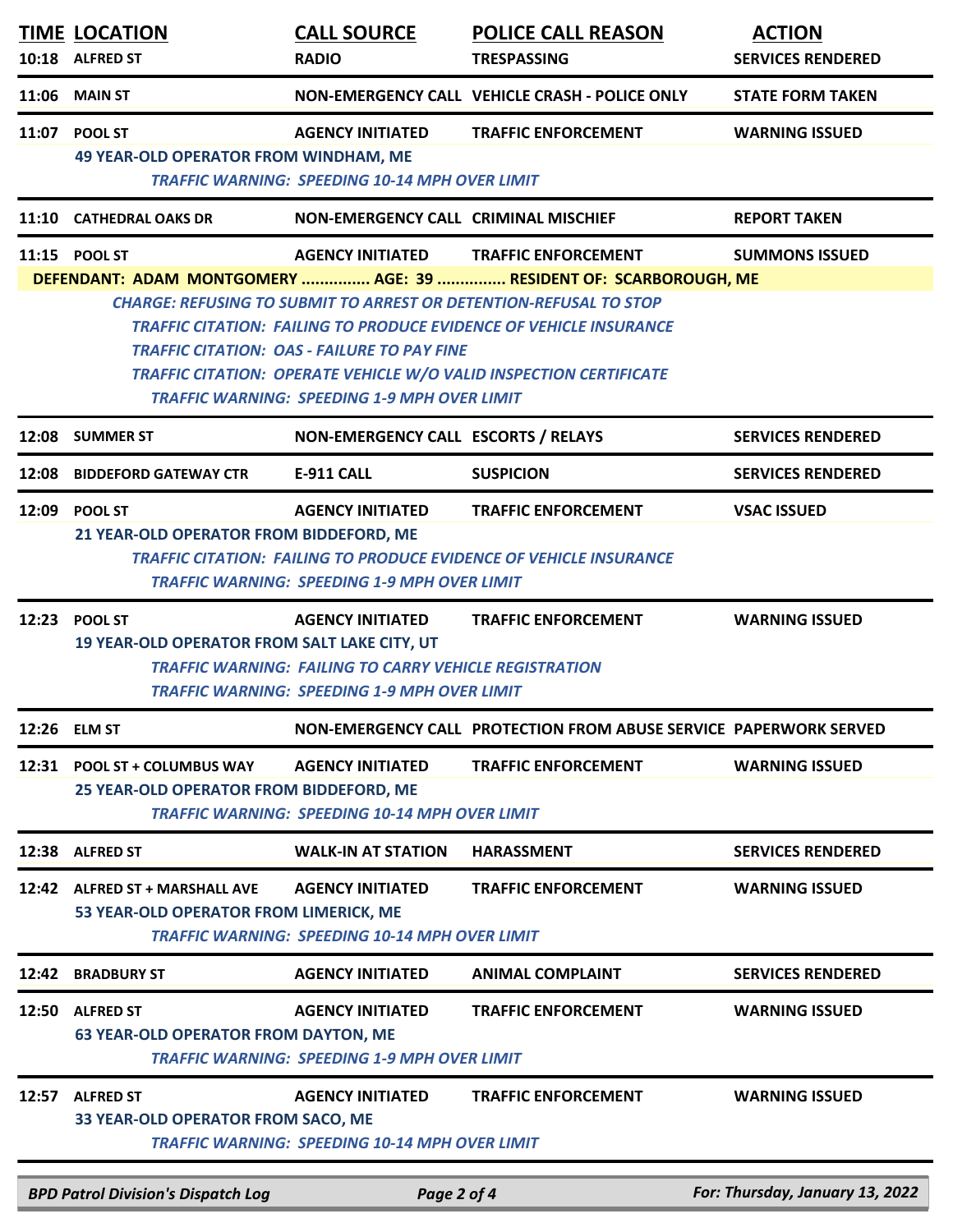| TIME | LOCATION | CALL SOURCE | POLICE CALL REASON | ACTION |
|---|---|---|---|---|
| 10:18 | ALFRED ST | RADIO | TRESPASSING | SERVICES RENDERED |
| 11:06 | MAIN ST | NON-EMERGENCY CALL | VEHICLE CRASH - POLICE ONLY | STATE FORM TAKEN |
| 11:07 | POOL ST | AGENCY INITIATED | TRAFFIC ENFORCEMENT | WARNING ISSUED |

49 YEAR-OLD OPERATOR FROM WINDHAM, ME

*TRAFFIC WARNING: SPEEDING 10-14 MPH OVER LIMIT*

| TIME | LOCATION | CALL SOURCE | POLICE CALL REASON | ACTION |
|---|---|---|---|---|
| 11:10 | CATHEDRAL OAKS DR | NON-EMERGENCY CALL | CRIMINAL MISCHIEF | REPORT TAKEN |
| 11:15 | POOL ST | AGENCY INITIATED | TRAFFIC ENFORCEMENT | SUMMONS ISSUED |

**DEFENDANT: ADAM MONTGOMERY ............... AGE: 39 ............... RESIDENT OF: SCARBOROUGH, ME**

*CHARGE: REFUSING TO SUBMIT TO ARREST OR DETENTION-REFUSAL TO STOP*

*TRAFFIC CITATION: FAILING TO PRODUCE EVIDENCE OF VEHICLE INSURANCE*

*TRAFFIC CITATION: OAS - FAILURE TO PAY FINE*

*TRAFFIC CITATION: OPERATE VEHICLE W/O VALID INSPECTION CERTIFICATE*

*TRAFFIC WARNING: SPEEDING 1-9 MPH OVER LIMIT*

| TIME | LOCATION | CALL SOURCE | POLICE CALL REASON | ACTION |
|---|---|---|---|---|
| 12:08 | SUMMER ST | NON-EMERGENCY CALL | ESCORTS / RELAYS | SERVICES RENDERED |
| 12:08 | BIDDEFORD GATEWAY CTR | E-911 CALL | SUSPICION | SERVICES RENDERED |
| 12:09 | POOL ST | AGENCY INITIATED | TRAFFIC ENFORCEMENT | VSAC ISSUED |

21 YEAR-OLD OPERATOR FROM BIDDEFORD, ME

*TRAFFIC CITATION: FAILING TO PRODUCE EVIDENCE OF VEHICLE INSURANCE*

*TRAFFIC WARNING: SPEEDING 1-9 MPH OVER LIMIT*

| TIME | LOCATION | CALL SOURCE | POLICE CALL REASON | ACTION |
|---|---|---|---|---|
| 12:23 | POOL ST | AGENCY INITIATED | TRAFFIC ENFORCEMENT | WARNING ISSUED |

19 YEAR-OLD OPERATOR FROM SALT LAKE CITY, UT

*TRAFFIC WARNING: FAILING TO CARRY VEHICLE REGISTRATION*

*TRAFFIC WARNING: SPEEDING 1-9 MPH OVER LIMIT*

| TIME | LOCATION | CALL SOURCE | POLICE CALL REASON | ACTION |
|---|---|---|---|---|
| 12:26 | ELM ST | NON-EMERGENCY CALL | PROTECTION FROM ABUSE SERVICE | PAPERWORK SERVED |
| 12:31 | POOL ST + COLUMBUS WAY | AGENCY INITIATED | TRAFFIC ENFORCEMENT | WARNING ISSUED |

25 YEAR-OLD OPERATOR FROM BIDDEFORD, ME

*TRAFFIC WARNING: SPEEDING 10-14 MPH OVER LIMIT*

| TIME | LOCATION | CALL SOURCE | POLICE CALL REASON | ACTION |
|---|---|---|---|---|
| 12:38 | ALFRED ST | WALK-IN AT STATION | HARASSMENT | SERVICES RENDERED |
| 12:42 | ALFRED ST + MARSHALL AVE | AGENCY INITIATED | TRAFFIC ENFORCEMENT | WARNING ISSUED |

53 YEAR-OLD OPERATOR FROM LIMERICK, ME

*TRAFFIC WARNING: SPEEDING 10-14 MPH OVER LIMIT*

| TIME | LOCATION | CALL SOURCE | POLICE CALL REASON | ACTION |
|---|---|---|---|---|
| 12:42 | BRADBURY ST | AGENCY INITIATED | ANIMAL COMPLAINT | SERVICES RENDERED |
| 12:50 | ALFRED ST | AGENCY INITIATED | TRAFFIC ENFORCEMENT | WARNING ISSUED |

63 YEAR-OLD OPERATOR FROM DAYTON, ME

*TRAFFIC WARNING: SPEEDING 1-9 MPH OVER LIMIT*

| TIME | LOCATION | CALL SOURCE | POLICE CALL REASON | ACTION |
|---|---|---|---|---|
| 12:57 | ALFRED ST | AGENCY INITIATED | TRAFFIC ENFORCEMENT | WARNING ISSUED |

33 YEAR-OLD OPERATOR FROM SACO, ME

*TRAFFIC WARNING: SPEEDING 10-14 MPH OVER LIMIT*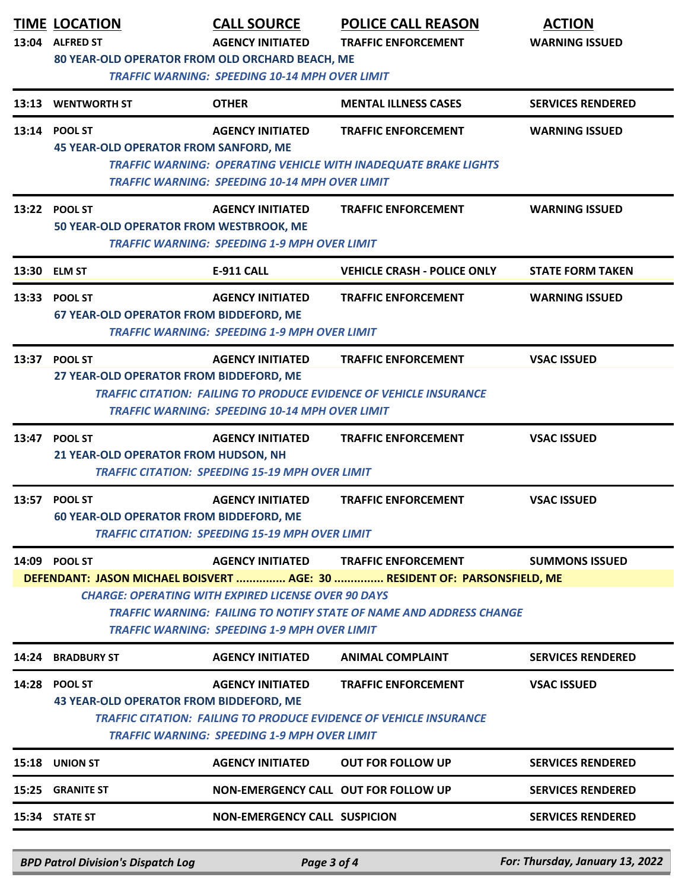| TIME | LOCATION | CALL SOURCE | POLICE CALL REASON | ACTION |
|---|---|---|---|---|
| 13:04 | ALFRED ST | AGENCY INITIATED | TRAFFIC ENFORCEMENT | WARNING ISSUED |
| | 80 YEAR-OLD OPERATOR FROM OLD ORCHARD BEACH, ME | | | |
| | *TRAFFIC WARNING: SPEEDING 10-14 MPH OVER LIMIT* | | | |
| 13:13 | WENTWORTH ST | OTHER | MENTAL ILLNESS CASES | SERVICES RENDERED |
| 13:14 | POOL ST | AGENCY INITIATED | TRAFFIC ENFORCEMENT | WARNING ISSUED |
| | 45 YEAR-OLD OPERATOR FROM SANFORD, ME | | | |
| | *TRAFFIC WARNING: OPERATING VEHICLE WITH INADEQUATE BRAKE LIGHTS* | | | |
| | *TRAFFIC WARNING: SPEEDING 10-14 MPH OVER LIMIT* | | | |
| 13:22 | POOL ST | AGENCY INITIATED | TRAFFIC ENFORCEMENT | WARNING ISSUED |
| | 50 YEAR-OLD OPERATOR FROM WESTBROOK, ME | | | |
| | *TRAFFIC WARNING: SPEEDING 1-9 MPH OVER LIMIT* | | | |
| 13:30 | ELM ST | E-911 CALL | VEHICLE CRASH - POLICE ONLY | STATE FORM TAKEN |
| 13:33 | POOL ST | AGENCY INITIATED | TRAFFIC ENFORCEMENT | WARNING ISSUED |
| | 67 YEAR-OLD OPERATOR FROM BIDDEFORD, ME | | | |
| | *TRAFFIC WARNING: SPEEDING 1-9 MPH OVER LIMIT* | | | |
| 13:37 | POOL ST | AGENCY INITIATED | TRAFFIC ENFORCEMENT | VSAC ISSUED |
| | 27 YEAR-OLD OPERATOR FROM BIDDEFORD, ME | | | |
| | *TRAFFIC CITATION: FAILING TO PRODUCE EVIDENCE OF VEHICLE INSURANCE* | | | |
| | *TRAFFIC WARNING: SPEEDING 10-14 MPH OVER LIMIT* | | | |
| 13:47 | POOL ST | AGENCY INITIATED | TRAFFIC ENFORCEMENT | VSAC ISSUED |
| | 21 YEAR-OLD OPERATOR FROM HUDSON, NH | | | |
| | *TRAFFIC CITATION: SPEEDING 15-19 MPH OVER LIMIT* | | | |
| 13:57 | POOL ST | AGENCY INITIATED | TRAFFIC ENFORCEMENT | VSAC ISSUED |
| | 60 YEAR-OLD OPERATOR FROM BIDDEFORD, ME | | | |
| | *TRAFFIC CITATION: SPEEDING 15-19 MPH OVER LIMIT* | | | |
| 14:09 | POOL ST | AGENCY INITIATED | TRAFFIC ENFORCEMENT | SUMMONS ISSUED |
| | DEFENDANT: JASON MICHAEL BOISVERT ............... AGE: 30 ............... RESIDENT OF: PARSONSFIELD, ME | | | |
| | *CHARGE: OPERATING WITH EXPIRED LICENSE OVER 90 DAYS* | | | |
| | *TRAFFIC WARNING: FAILING TO NOTIFY STATE OF NAME AND ADDRESS CHANGE* | | | |
| | *TRAFFIC WARNING: SPEEDING 1-9 MPH OVER LIMIT* | | | |
| 14:24 | BRADBURY ST | AGENCY INITIATED | ANIMAL COMPLAINT | SERVICES RENDERED |
| 14:28 | POOL ST | AGENCY INITIATED | TRAFFIC ENFORCEMENT | VSAC ISSUED |
| | 43 YEAR-OLD OPERATOR FROM BIDDEFORD, ME | | | |
| | *TRAFFIC CITATION: FAILING TO PRODUCE EVIDENCE OF VEHICLE INSURANCE* | | | |
| | *TRAFFIC WARNING: SPEEDING 1-9 MPH OVER LIMIT* | | | |
| 15:18 | UNION ST | AGENCY INITIATED | OUT FOR FOLLOW UP | SERVICES RENDERED |
| 15:25 | GRANITE ST | NON-EMERGENCY CALL | OUT FOR FOLLOW UP | SERVICES RENDERED |
| 15:34 | STATE ST | NON-EMERGENCY CALL | SUSPICION | SERVICES RENDERED |

*BPD Patrol Division's Dispatch Log* — *For: Thursday, January 13, 2022*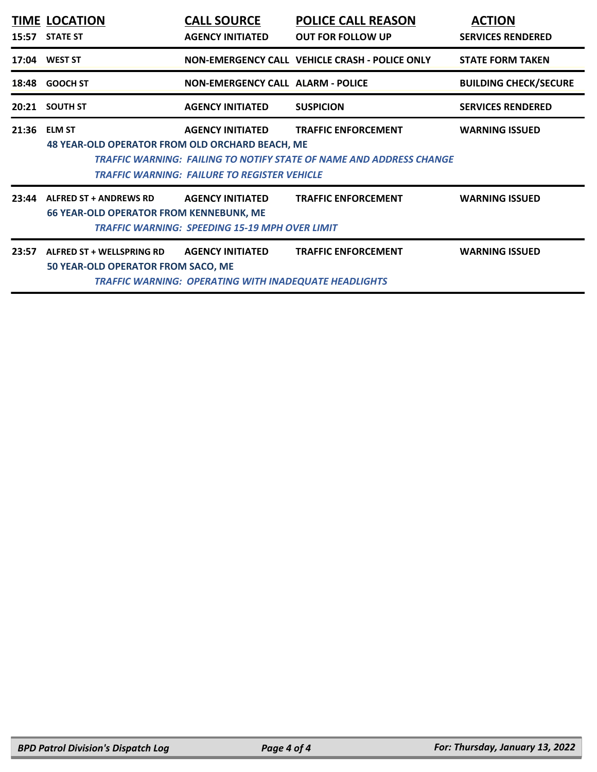| TIME | LOCATION | CALL SOURCE | POLICE CALL REASON | ACTION |
|---|---|---|---|---|
| 15:57 | STATE ST | AGENCY INITIATED | OUT FOR FOLLOW UP | SERVICES RENDERED |
| 17:04 | WEST ST | NON-EMERGENCY CALL | VEHICLE CRASH - POLICE ONLY | STATE FORM TAKEN |
| 18:48 | GOOCH ST | NON-EMERGENCY CALL | ALARM - POLICE | BUILDING CHECK/SECURE |
| 20:21 | SOUTH ST | AGENCY INITIATED | SUSPICION | SERVICES RENDERED |
| 21:36 | ELM ST<br>48 YEAR-OLD OPERATOR FROM OLD ORCHARD BEACH, ME<br>*TRAFFIC WARNING: FAILING TO NOTIFY STATE OF NAME AND ADDRESS CHANGE*<br>*TRAFFIC WARNING: FAILURE TO REGISTER VEHICLE* | AGENCY INITIATED | TRAFFIC ENFORCEMENT | WARNING ISSUED |
| 23:44 | ALFRED ST + ANDREWS RD<br>66 YEAR-OLD OPERATOR FROM KENNEBUNK, ME<br>*TRAFFIC WARNING: SPEEDING 15-19 MPH OVER LIMIT* | AGENCY INITIATED | TRAFFIC ENFORCEMENT | WARNING ISSUED |
| 23:57 | ALFRED ST + WELLSPRING RD<br>50 YEAR-OLD OPERATOR FROM SACO, ME<br>*TRAFFIC WARNING: OPERATING WITH INADEQUATE HEADLIGHTS* | AGENCY INITIATED | TRAFFIC ENFORCEMENT | WARNING ISSUED |